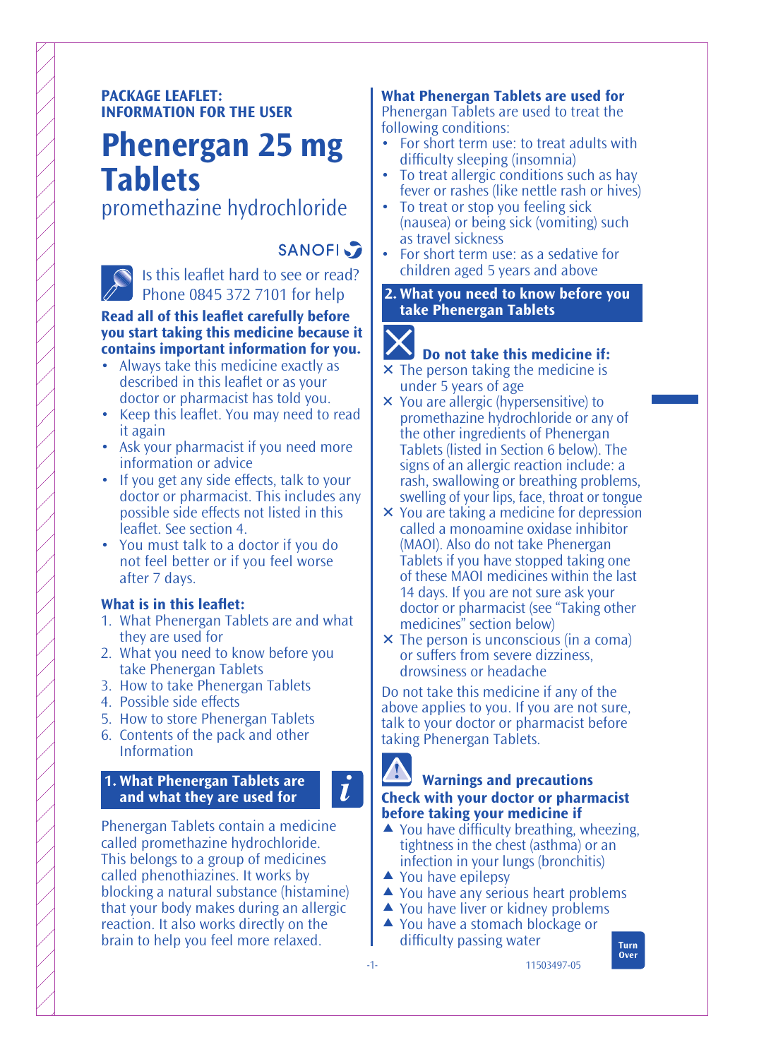**PACKAGE LEAFLET: INFORMATION FOR THE USER**

# Phenergan 25 mg Tablets

promethazine hydrochloride

SANOFI

Is this leaflet hard to see or read? Phone 0845 372 7101 for help

**Read all of this leaflet carefully before you start taking this medicine because it contains important information for you.**

- Always take this medicine exactly as described in this leaflet or as your doctor or pharmacist has told you.
- Keep this leaflet. You may need to read it again
- Ask your pharmacist if you need more information or advice
- If you get any side effects, talk to your doctor or pharmacist. This includes any possible side effects not listed in this leaflet. See section 4.
- You must talk to a doctor if you do not feel better or if you feel worse after 7 days.

### What is in this leaflet:

1. What Phenergan Tablets are and what they are used for
2. What you need to know before you take Phenergan Tablets
3. How to take Phenergan Tablets
4. Possible side effects
5. How to store Phenergan Tablets
6. Contents of the pack and other Information

## 1. What Phenergan Tablets are and what they are used for

Phenergan Tablets contain a medicine called promethazine hydrochloride. This belongs to a group of medicines called phenothiazines. It works by blocking a natural substance (histamine) that your body makes during an allergic reaction. It also works directly on the brain to help you feel more relaxed.

### What Phenergan Tablets are used for

Phenergan Tablets are used to treat the following conditions:

- For short term use: to treat adults with difficulty sleeping (insomnia)
- To treat allergic conditions such as hay fever or rashes (like nettle rash or hives)
- To treat or stop you feeling sick (nausea) or being sick (vomiting) such as travel sickness
- For short term use: as a sedative for children aged 5 years and above

## 2. What you need to know before you take Phenergan Tablets

### Do not take this medicine if:

- ✕ The person taking the medicine is under 5 years of age
- ✕ You are allergic (hypersensitive) to promethazine hydrochloride or any of the other ingredients of Phenergan Tablets (listed in Section 6 below). The signs of an allergic reaction include: a rash, swallowing or breathing problems, swelling of your lips, face, throat or tongue
- ✕ You are taking a medicine for depression called a monoamine oxidase inhibitor (MAOI). Also do not take Phenergan Tablets if you have stopped taking one of these MAOI medicines within the last 14 days. If you are not sure ask your doctor or pharmacist (see “Taking other medicines” section below)
- ✕ The person is unconscious (in a coma) or suffers from severe dizziness, drowsiness or headache

Do not take this medicine if any of the above applies to you. If you are not sure, talk to your doctor or pharmacist before taking Phenergan Tablets.

### Warnings and precautions

**Check with your doctor or pharmacist before taking your medicine if**

- ▲ You have difficulty breathing, wheezing, tightness in the chest (asthma) or an infection in your lungs (bronchitis)
- ▲ You have epilepsy
- ▲ You have any serious heart problems
- ▲ You have liver or kidney problems
- ▲ You have a stomach blockage or difficulty passing water

Turn Over

11503497-05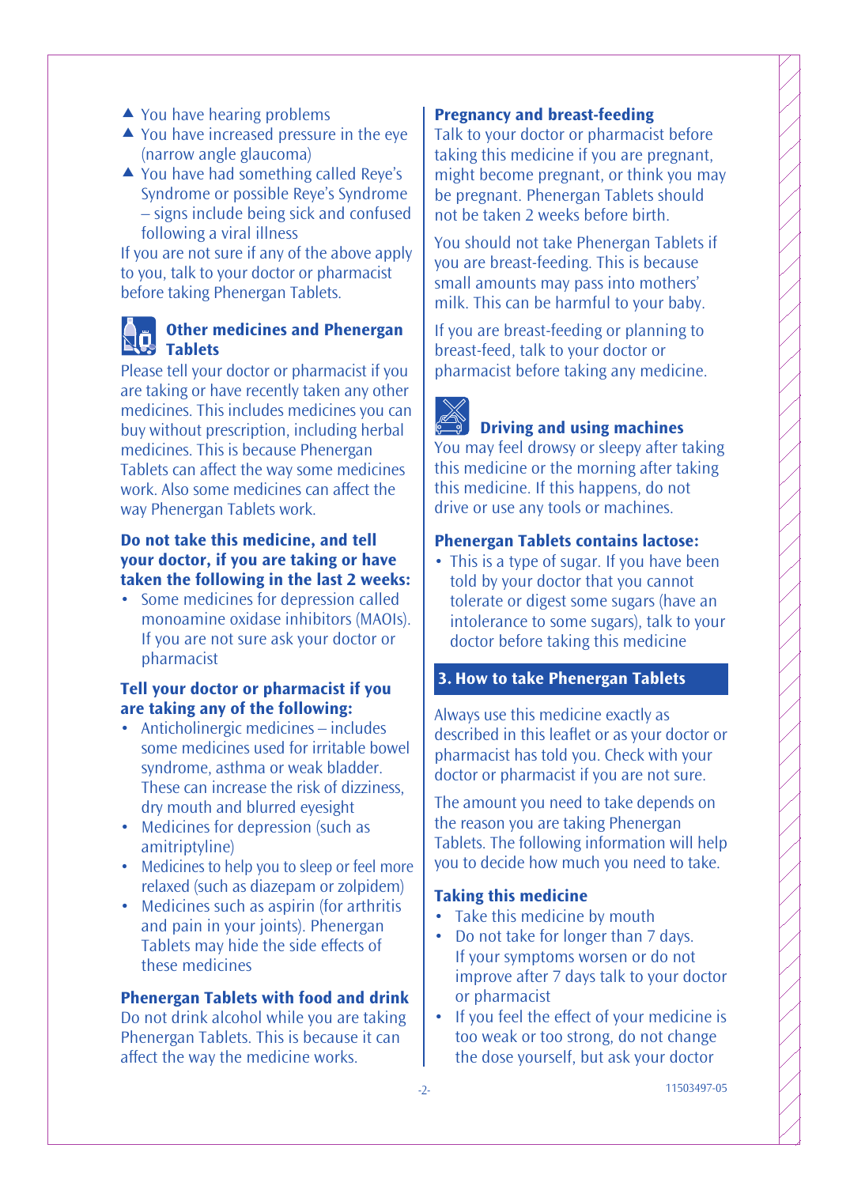- ▲ You have hearing problems
- ▲ You have increased pressure in the eye (narrow angle glaucoma)
- ▲ You have had something called Reye's Syndrome or possible Reye's Syndrome – signs include being sick and confused following a viral illness

If you are not sure if any of the above apply to you, talk to your doctor or pharmacist before taking Phenergan Tablets.

### Other medicines and Phenergan Tablets

Please tell your doctor or pharmacist if you are taking or have recently taken any other medicines. This includes medicines you can buy without prescription, including herbal medicines. This is because Phenergan Tablets can affect the way some medicines work. Also some medicines can affect the way Phenergan Tablets work.

**Do not take this medicine, and tell your doctor, if you are taking or have taken the following in the last 2 weeks:**

- Some medicines for depression called monoamine oxidase inhibitors (MAOIs). If you are not sure ask your doctor or pharmacist

**Tell your doctor or pharmacist if you are taking any of the following:**

- Anticholinergic medicines – includes some medicines used for irritable bowel syndrome, asthma or weak bladder. These can increase the risk of dizziness, dry mouth and blurred eyesight
- Medicines for depression (such as amitriptyline)
- Medicines to help you to sleep or feel more relaxed (such as diazepam or zolpidem)
- Medicines such as aspirin (for arthritis and pain in your joints). Phenergan Tablets may hide the side effects of these medicines

### Phenergan Tablets with food and drink

Do not drink alcohol while you are taking Phenergan Tablets. This is because it can affect the way the medicine works.

### Pregnancy and breast-feeding

Talk to your doctor or pharmacist before taking this medicine if you are pregnant, might become pregnant, or think you may be pregnant. Phenergan Tablets should not be taken 2 weeks before birth.

You should not take Phenergan Tablets if you are breast-feeding. This is because small amounts may pass into mothers' milk. This can be harmful to your baby.

If you are breast-feeding or planning to breast-feed, talk to your doctor or pharmacist before taking any medicine.

### Driving and using machines

You may feel drowsy or sleepy after taking this medicine or the morning after taking this medicine. If this happens, do not drive or use any tools or machines.

### Phenergan Tablets contains lactose:

- This is a type of sugar. If you have been told by your doctor that you cannot tolerate or digest some sugars (have an intolerance to some sugars), talk to your doctor before taking this medicine

## 3. How to take Phenergan Tablets

Always use this medicine exactly as described in this leaflet or as your doctor or pharmacist has told you. Check with your doctor or pharmacist if you are not sure.

The amount you need to take depends on the reason you are taking Phenergan Tablets. The following information will help you to decide how much you need to take.

### Taking this medicine

- Take this medicine by mouth
- Do not take for longer than 7 days. If your symptoms worsen or do not improve after 7 days talk to your doctor or pharmacist
- If you feel the effect of your medicine is too weak or too strong, do not change the dose yourself, but ask your doctor

11503497-05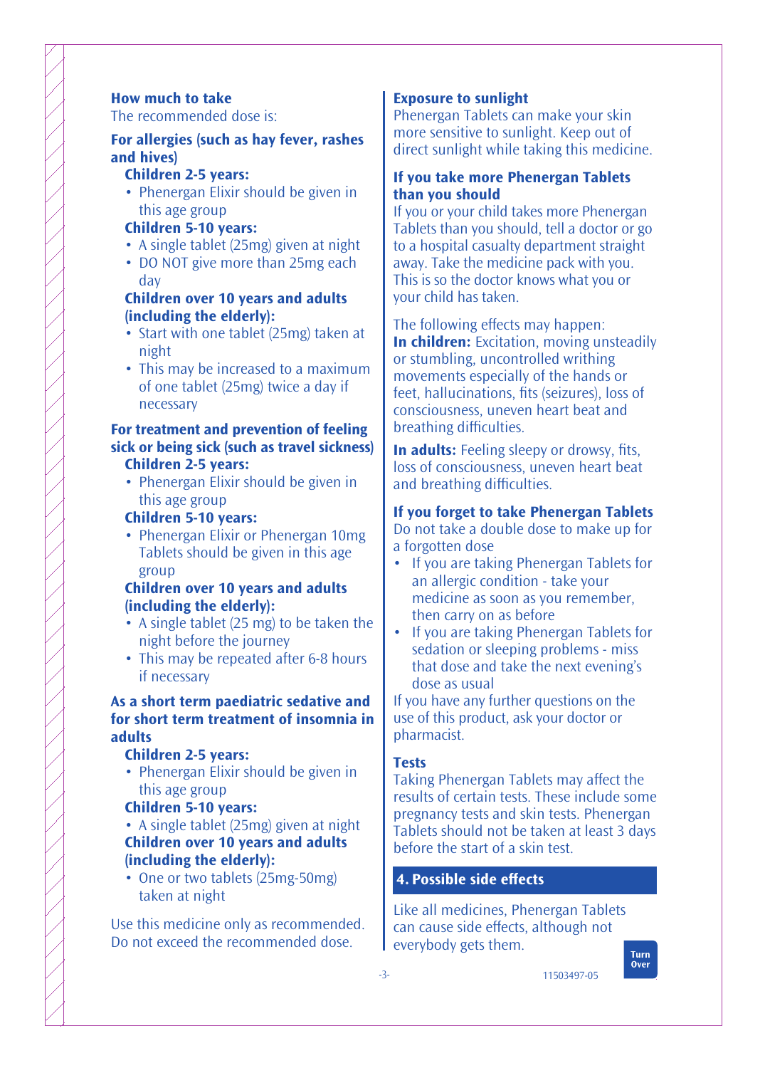### How much to take

The recommended dose is:

#### For allergies (such as hay fever, rashes and hives)

**Children 2-5 years:**

- Phenergan Elixir should be given in this age group

**Children 5-10 years:**

- A single tablet (25mg) given at night
- DO NOT give more than 25mg each day

**Children over 10 years and adults (including the elderly):**

- Start with one tablet (25mg) taken at night
- This may be increased to a maximum of one tablet (25mg) twice a day if necessary

#### For treatment and prevention of feeling sick or being sick (such as travel sickness)

**Children 2-5 years:**

- Phenergan Elixir should be given in this age group

**Children 5-10 years:**

- Phenergan Elixir or Phenergan 10mg Tablets should be given in this age group

**Children over 10 years and adults (including the elderly):**

- A single tablet (25 mg) to be taken the night before the journey
- This may be repeated after 6-8 hours if necessary

#### As a short term paediatric sedative and for short term treatment of insomnia in adults

**Children 2-5 years:**

- Phenergan Elixir should be given in this age group

**Children 5-10 years:**

- A single tablet (25mg) given at night

**Children over 10 years and adults (including the elderly):**

- One or two tablets (25mg-50mg) taken at night

Use this medicine only as recommended. Do not exceed the recommended dose.

### Exposure to sunlight

Phenergan Tablets can make your skin more sensitive to sunlight. Keep out of direct sunlight while taking this medicine.

### If you take more Phenergan Tablets than you should

If you or your child takes more Phenergan Tablets than you should, tell a doctor or go to a hospital casualty department straight away. Take the medicine pack with you. This is so the doctor knows what you or your child has taken.

The following effects may happen:

**In children:** Excitation, moving unsteadily or stumbling, uncontrolled writhing movements especially of the hands or feet, hallucinations, fits (seizures), loss of consciousness, uneven heart beat and breathing difficulties.

**In adults:** Feeling sleepy or drowsy, fits, loss of consciousness, uneven heart beat and breathing difficulties.

### If you forget to take Phenergan Tablets

Do not take a double dose to make up for a forgotten dose

- If you are taking Phenergan Tablets for an allergic condition - take your medicine as soon as you remember, then carry on as before
- If you are taking Phenergan Tablets for sedation or sleeping problems - miss that dose and take the next evening's dose as usual

If you have any further questions on the use of this product, ask your doctor or pharmacist.

### Tests

Taking Phenergan Tablets may affect the results of certain tests. These include some pregnancy tests and skin tests. Phenergan Tablets should not be taken at least 3 days before the start of a skin test.

## 4. Possible side effects

Like all medicines, Phenergan Tablets can cause side effects, although not everybody gets them.

Turn Over

11503497-05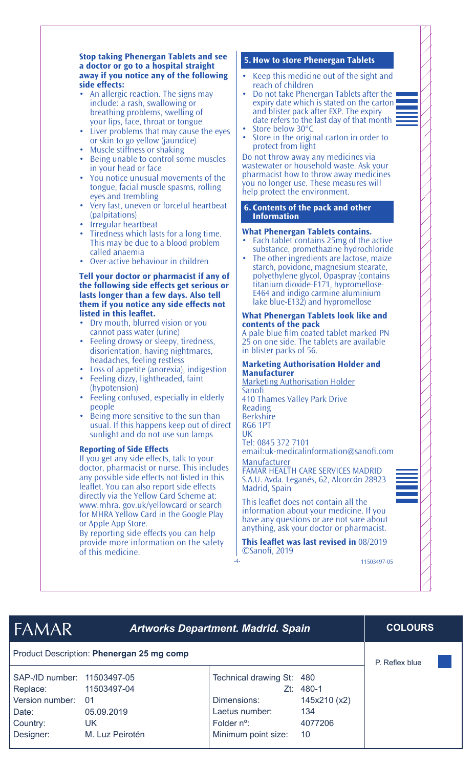**Stop taking Phenergan Tablets and see a doctor or go to a hospital straight away if you notice any of the following side effects:**

- An allergic reaction. The signs may include: a rash, swallowing or breathing problems, swelling of your lips, face, throat or tongue
- Liver problems that may cause the eyes or skin to go yellow (jaundice)
- Muscle stiffness or shaking
- Being unable to control some muscles in your head or face
- You notice unusual movements of the tongue, facial muscle spasms, rolling eyes and trembling
- Very fast, uneven or forceful heartbeat (palpitations)
- Irregular heartbeat
- Tiredness which lasts for a long time. This may be due to a blood problem called anaemia
- Over-active behaviour in children

**Tell your doctor or pharmacist if any of the following side effects get serious or lasts longer than a few days. Also tell them if you notice any side effects not listed in this leaflet.**

- Dry mouth, blurred vision or you cannot pass water (urine)
- Feeling drowsy or sleepy, tiredness, disorientation, having nightmares, headaches, feeling restless
- Loss of appetite (anorexia), indigestion
- Feeling dizzy, lightheaded, faint (hypotension)
- Feeling confused, especially in elderly people
- Being more sensitive to the sun than usual. If this happens keep out of direct sunlight and do not use sun lamps

### Reporting of Side Effects

If you get any side effects, talk to your doctor, pharmacist or nurse. This includes any possible side effects not listed in this leaflet. You can also report side effects directly via the Yellow Card Scheme at: www.mhra. gov.uk/yellowcard or search for MHRA Yellow Card in the Google Play or Apple App Store.

By reporting side effects you can help provide more information on the safety of this medicine.

## 5. How to store Phenergan Tablets

- Keep this medicine out of the sight and reach of children
- Do not take Phenergan Tablets after the expiry date which is stated on the carton and blister pack after EXP. The expiry date refers to the last day of that month
- Store below 30°C
- Store in the original carton in order to protect from light

Do not throw away any medicines via wastewater or household waste. Ask your pharmacist how to throw away medicines you no longer use. These measures will help protect the environment.

## 6. Contents of the pack and other Information

### What Phenergan Tablets contains.

- Each tablet contains 25mg of the active substance, promethazine hydrochloride
- The other ingredients are lactose, maize starch, povidone, magnesium stearate, polyethylene glycol, Opaspray (contains titanium dioxide-E171, hypromellose-E464 and indigo carmine aluminium lake blue-E132) and hypromellose

### What Phenergan Tablets look like and contents of the pack

A pale blue film coated tablet marked PN 25 on one side. The tablets are available in blister packs of 56.

### Marketing Authorisation Holder and Manufacturer

Marketing Authorisation Holder
Sanofi
410 Thames Valley Park Drive
Reading
Berkshire
RG6 1PT
UK
Tel: 0845 372 7101
email:uk-medicalinformation@sanofi.com

Manufacturer
FAMAR HEALTH CARE SERVICES MADRID S.A.U. Avda. Leganés, 62, Alcorcón 28923 Madrid, Spain

This leaflet does not contain all the information about your medicine. If you have any questions or are not sure about anything, ask your doctor or pharmacist.

**This leaflet was last revised in** 08/2019
©Sanofi, 2019

11503497-05

FAMAR **Artworks Department. Madrid. Spain**

| | | | | COLOURS |
|---|---|---|---|---|
| Product Description: **Phenergan 25 mg comp** | | | | P. Reflex blue |
| SAP-/ID number: | 11503497-05 | Technical drawing St: | 480 | |
| Replace: | 11503497-04 | Zt: | 480-1 | |
| Version number: | 01 | Dimensions: | 145x210 (x2) | |
| Date: | 05.09.2019 | Laetus number: | 134 | |
| Country: | UK | Folder nº: | 4077206 | |
| Designer: | M. Luz Peirotén | Minimum point size: | 10 | |